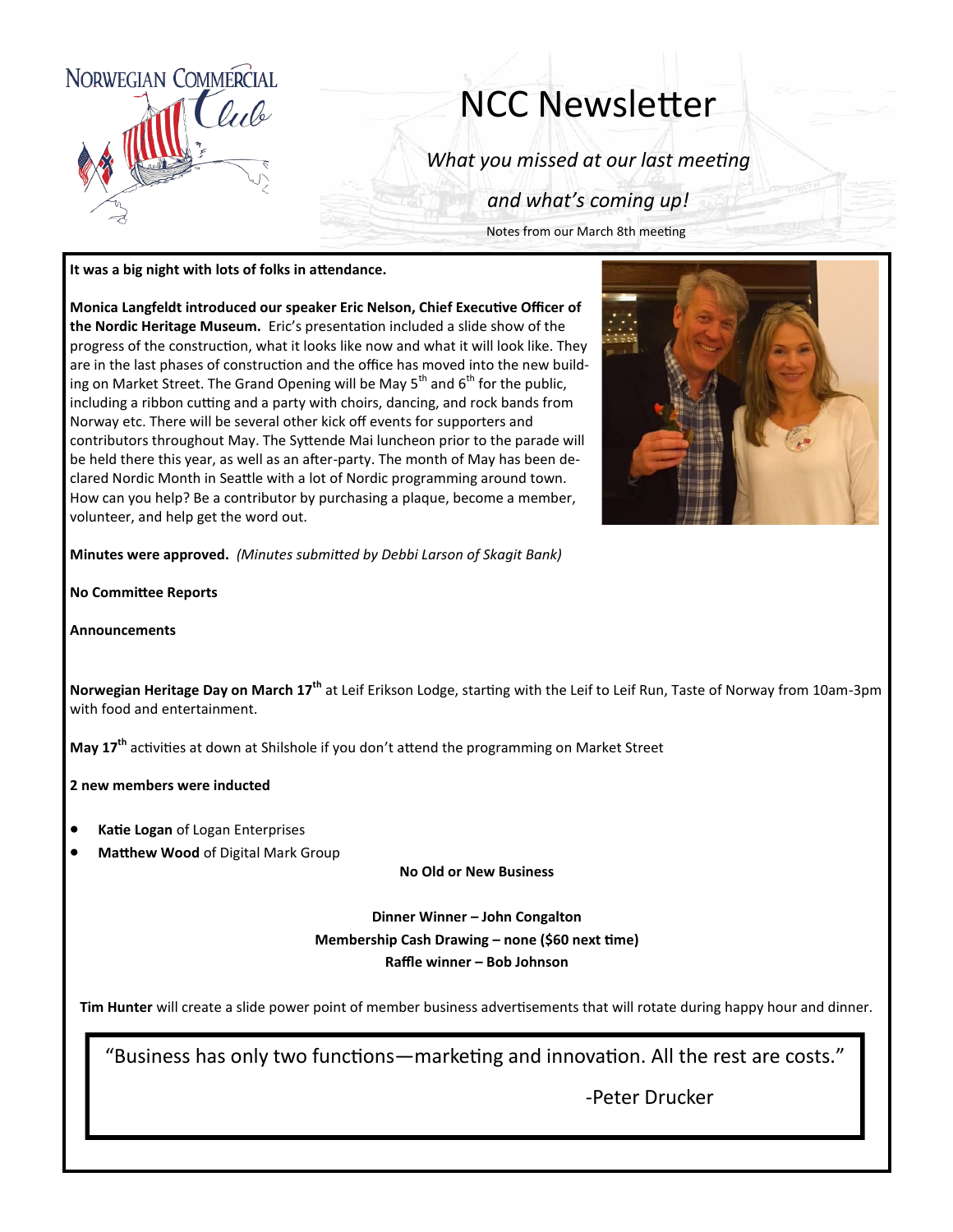NORWEGIAN COMMERCIAL Club

# NCC Newsletter

*What you missed at our last meeting*

*and what's coming up!*

Notes from our March 8th meeting

**It was a big night with lots of folks in attendance.**

**Monica Langfeldt introduced our speaker Eric Nelson, Chief Executive Officer of the Nordic Heritage Museum.** Eric's presentation included a slide show of the progress of the construction, what it looks like now and what it will look like. They are in the last phases of construction and the office has moved into the new building on Market Street. The Grand Opening will be May 5th and 6th for the public, including a ribbon cutting and a party with choirs, dancing, and rock bands from Norway etc. There will be several other kick off events for supporters and contributors throughout May. The Syttende Mai luncheon prior to the parade will be held there this year, as well as an after-party. The month of May has been declared Nordic Month in Seattle with a lot of Nordic programming around town. How can you help? Be a contributor by purchasing a plaque, become a member, volunteer, and help get the word out.

**Minutes were approved.** *(Minutes submitted by Debbi Larson of Skagit Bank)*

**No Committee Reports**

**Announcements**

**Norwegian Heritage Day on March 17th** at Leif Erikson Lodge, starting with the Leif to Leif Run, Taste of Norway from 10am-3pm with food and entertainment.

**May 17th** activities at down at Shilshole if you don't attend the programming on Market Street

**2 new members were inducted**

- **Katie Logan** of Logan Enterprises
- **Matthew Wood** of Digital Mark Group

**No Old or New Business**

**Dinner Winner – John Congalton**
**Membership Cash Drawing – none ($60 next time)**
**Raffle winner – Bob Johnson**

**Tim Hunter** will create a slide power point of member business advertisements that will rotate during happy hour and dinner.

"Business has only two functions—marketing and innovation. All the rest are costs."

-Peter Drucker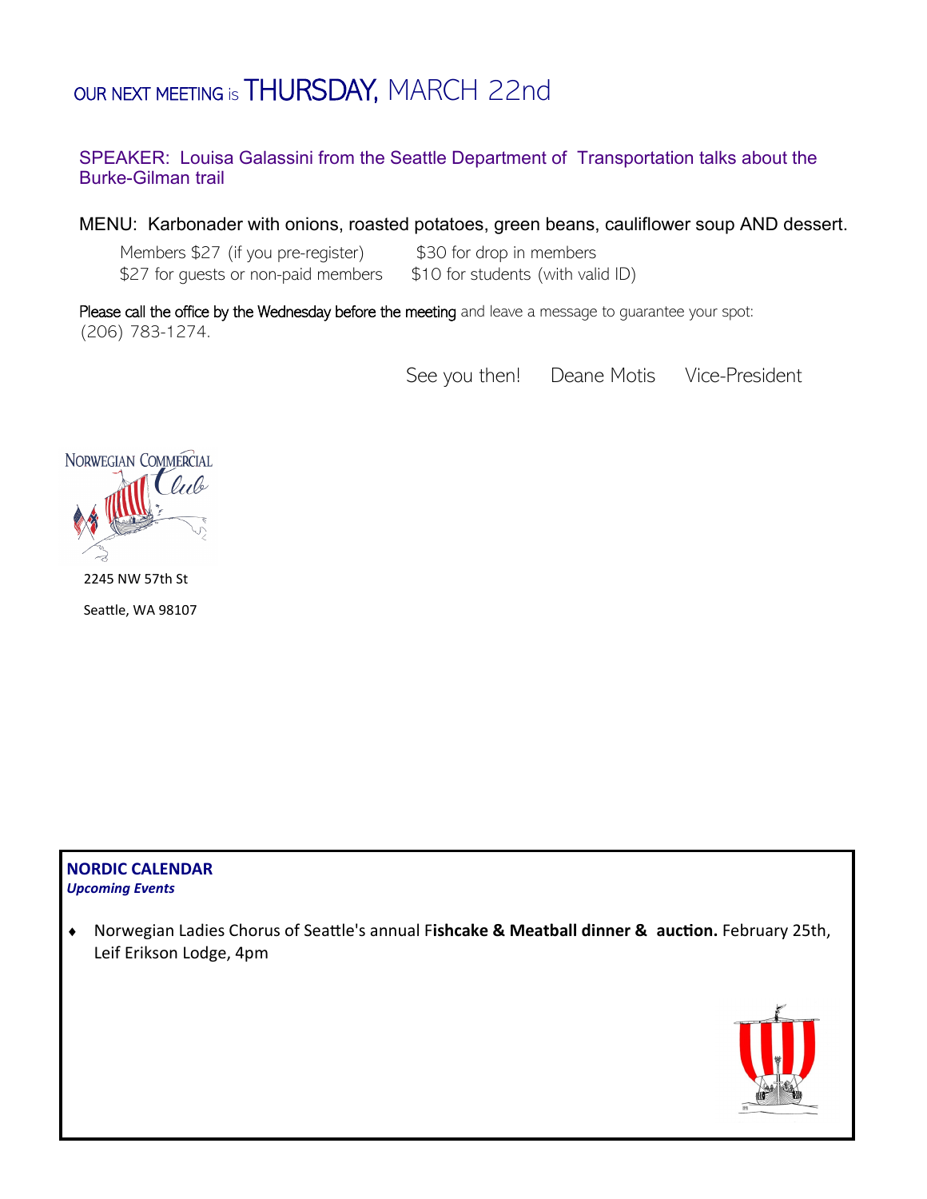# OUR NEXT MEETING is THURSDAY, MARCH 22nd

SPEAKER: Louisa Galassini from the Seattle Department of Transportation talks about the Burke-Gilman trail

MENU: Karbonader with onions, roasted potatoes, green beans, cauliflower soup AND dessert.

Members $27 (if you pre-register) $30 for drop in members
$27 for guests or non-paid members $10 for students (with valid ID)

Please call the office by the Wednesday before the meeting and leave a message to guarantee your spot: (206) 783-1274.

See you then! Deane Motis Vice-President

NORWEGIAN COMMERCIAL Club

2245 NW 57th St

Seattle, WA 98107

**NORDIC CALENDAR**
***Upcoming Events***

- Norwegian Ladies Chorus of Seattle's annual F**ishcake & Meatball dinner & auction.** February 25th, Leif Erikson Lodge, 4pm